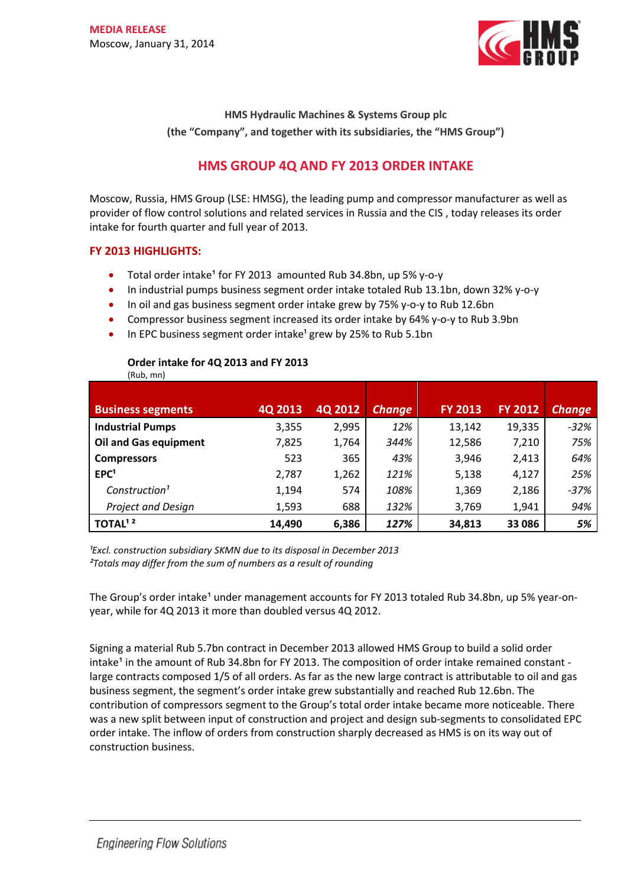**MEDIA RELEASE**
Moscow, January 31, 2014

**HMS Hydraulic Machines & Systems Group plc**
**(the "Company", and together with its subsidiaries, the "HMS Group")**

# HMS GROUP 4Q AND FY 2013 ORDER INTAKE

Moscow, Russia, HMS Group (LSE: HMSG), the leading pump and compressor manufacturer as well as provider of flow control solutions and related services in Russia and the CIS , today releases its order intake for fourth quarter and full year of 2013.

## FY 2013 HIGHLIGHTS:

- Total order intake[1] for FY 2013 amounted Rub 34.8bn, up 5% y-o-y
- In industrial pumps business segment order intake totaled Rub 13.1bn, down 32% y-o-y
- In oil and gas business segment order intake grew by 75% y-o-y to Rub 12.6bn
- Compressor business segment increased its order intake by 64% y-o-y to Rub 3.9bn
- In EPC business segment order intake[1] grew by 25% to Rub 5.1bn

**Order intake for 4Q 2013 and FY 2013**
(Rub, mn)

| Business segments | 4Q 2013 | 4Q 2012 | *Change* | FY 2013 | FY 2012 | *Change* |
|---|---|---|---|---|---|---|
| **Industrial Pumps** | 3,355 | 2,995 | *12%* | 13,142 | 19,335 | *-32%* |
| **Oil and Gas equipment** | 7,825 | 1,764 | *344%* | 12,586 | 7,210 | *75%* |
| **Compressors** | 523 | 365 | *43%* | 3,946 | 2,413 | *64%* |
| **EPC[1]** | 2,787 | 1,262 | *121%* | 5,138 | 4,127 | *25%* |
| *Construction[1]* | 1,194 | 574 | *108%* | 1,369 | 2,186 | *-37%* |
| *Project and Design* | 1,593 | 688 | *132%* | 3,769 | 1,941 | *94%* |
| **TOTAL[1 2]** | **14,490** | **6,386** | ***127%*** | **34,813** | **33 086** | ***5%*** |

*[1]Excl. construction subsidiary SKMN due to its disposal in December 2013*
*[2]Totals may differ from the sum of numbers as a result of rounding*

The Group's order intake[1] under management accounts for FY 2013 totaled Rub 34.8bn, up 5% year-on-year, while for 4Q 2013 it more than doubled versus 4Q 2012.

Signing a material Rub 5.7bn contract in December 2013 allowed HMS Group to build a solid order intake[1] in the amount of Rub 34.8bn for FY 2013. The composition of order intake remained constant - large contracts composed 1/5 of all orders. As far as the new large contract is attributable to oil and gas business segment, the segment's order intake grew substantially and reached Rub 12.6bn. The contribution of compressors segment to the Group's total order intake became more noticeable. There was a new split between input of construction and project and design sub-segments to consolidated EPC order intake. The inflow of orders from construction sharply decreased as HMS is on its way out of construction business.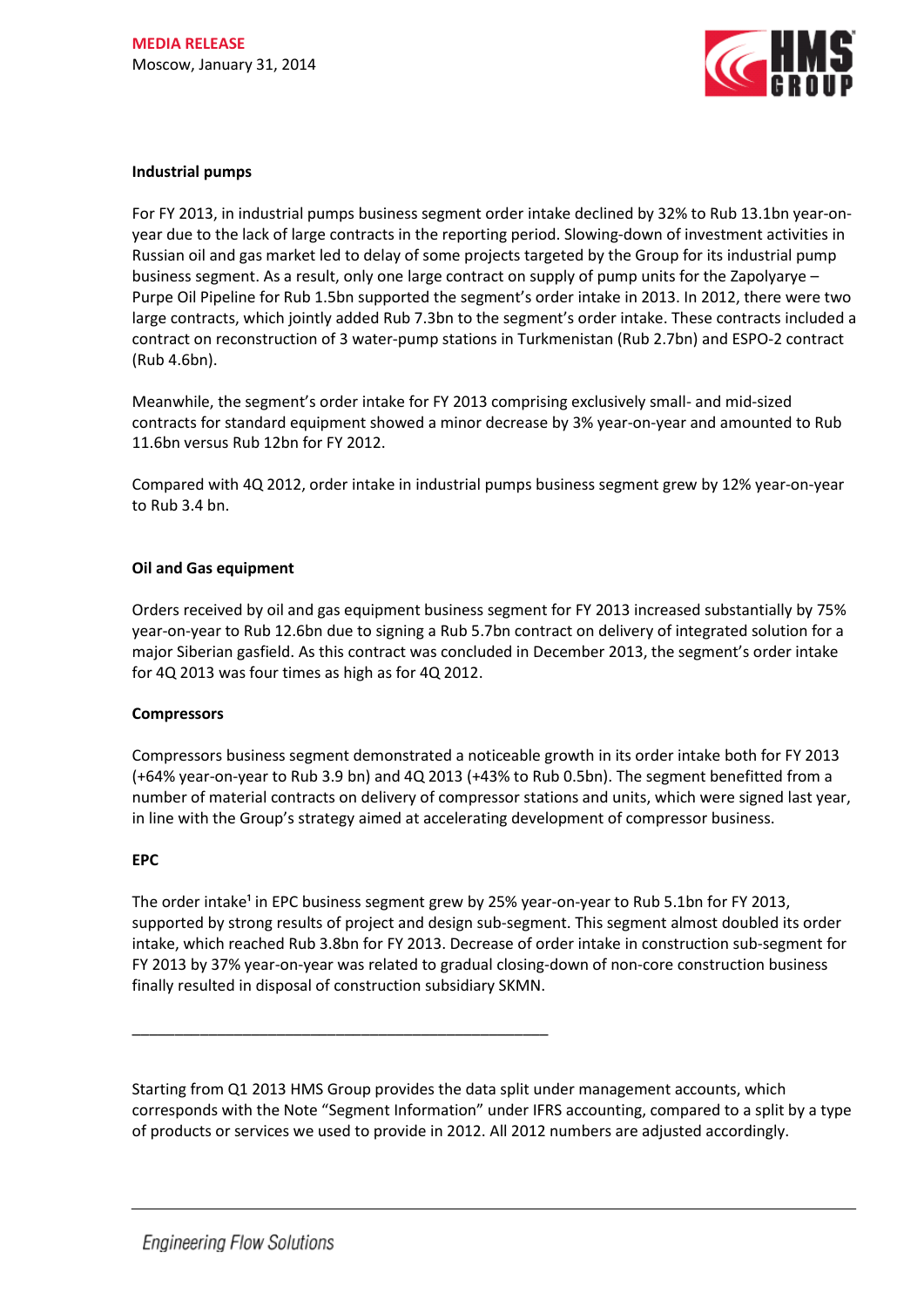### Industrial pumps

For FY 2013, in industrial pumps business segment order intake declined by 32% to Rub 13.1bn year-on-year due to the lack of large contracts in the reporting period. Slowing-down of investment activities in Russian oil and gas market led to delay of some projects targeted by the Group for its industrial pump business segment. As a result, only one large contract on supply of pump units for the Zapolyarye – Purpe Oil Pipeline for Rub 1.5bn supported the segment's order intake in 2013. In 2012, there were two large contracts, which jointly added Rub 7.3bn to the segment's order intake. These contracts included a contract on reconstruction of 3 water-pump stations in Turkmenistan (Rub 2.7bn) and ESPO-2 contract (Rub 4.6bn).

Meanwhile, the segment's order intake for FY 2013 comprising exclusively small- and mid-sized contracts for standard equipment showed a minor decrease by 3% year-on-year and amounted to Rub 11.6bn versus Rub 12bn for FY 2012.

Compared with 4Q 2012, order intake in industrial pumps business segment grew by 12% year-on-year to Rub 3.4 bn.

### Oil and Gas equipment

Orders received by oil and gas equipment business segment for FY 2013 increased substantially by 75% year-on-year to Rub 12.6bn due to signing a Rub 5.7bn contract on delivery of integrated solution for a major Siberian gasfield. As this contract was concluded in December 2013, the segment's order intake for 4Q 2013 was four times as high as for 4Q 2012.

### Compressors

Compressors business segment demonstrated a noticeable growth in its order intake both for FY 2013 (+64% year-on-year to Rub 3.9 bn) and 4Q 2013 (+43% to Rub 0.5bn). The segment benefitted from a number of material contracts on delivery of compressor stations and units, which were signed last year, in line with the Group's strategy aimed at accelerating development of compressor business.

### EPC

The order intake[1] in EPC business segment grew by 25% year-on-year to Rub 5.1bn for FY 2013, supported by strong results of project and design sub-segment. This segment almost doubled its order intake, which reached Rub 3.8bn for FY 2013. Decrease of order intake in construction sub-segment for FY 2013 by 37% year-on-year was related to gradual closing-down of non-core construction business finally resulted in disposal of construction subsidiary SKMN.

---

Starting from Q1 2013 HMS Group provides the data split under management accounts, which corresponds with the Note "Segment Information" under IFRS accounting, compared to a split by a type of products or services we used to provide in 2012. All 2012 numbers are adjusted accordingly.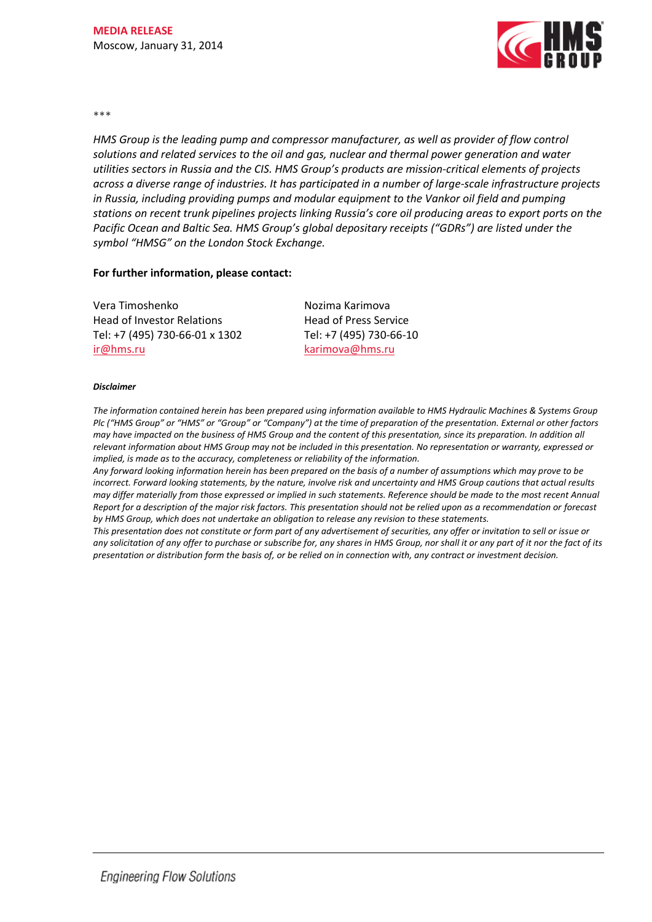\*\*\*

*HMS Group is the leading pump and compressor manufacturer, as well as provider of flow control solutions and related services to the oil and gas, nuclear and thermal power generation and water utilities sectors in Russia and the CIS. HMS Group's products are mission-critical elements of projects across a diverse range of industries. It has participated in a number of large-scale infrastructure projects in Russia, including providing pumps and modular equipment to the Vankor oil field and pumping stations on recent trunk pipelines projects linking Russia's core oil producing areas to export ports on the Pacific Ocean and Baltic Sea. HMS Group's global depositary receipts ("GDRs") are listed under the symbol "HMSG" on the London Stock Exchange.*

**For further information, please contact:**

Vera Timoshenko
Head of Investor Relations
Tel: +7 (495) 730-66-01 x 1302
ir@hms.ru

Nozima Karimova
Head of Press Service
Tel: +7 (495) 730-66-10
karimova@hms.ru

***Disclaimer***

*The information contained herein has been prepared using information available to HMS Hydraulic Machines & Systems Group Plc ("HMS Group" or "HMS" or "Group" or "Company") at the time of preparation of the presentation. External or other factors may have impacted on the business of HMS Group and the content of this presentation, since its preparation. In addition all relevant information about HMS Group may not be included in this presentation. No representation or warranty, expressed or implied, is made as to the accuracy, completeness or reliability of the information.*
*Any forward looking information herein has been prepared on the basis of a number of assumptions which may prove to be incorrect. Forward looking statements, by the nature, involve risk and uncertainty and HMS Group cautions that actual results may differ materially from those expressed or implied in such statements. Reference should be made to the most recent Annual Report for a description of the major risk factors. This presentation should not be relied upon as a recommendation or forecast by HMS Group, which does not undertake an obligation to release any revision to these statements.*
*This presentation does not constitute or form part of any advertisement of securities, any offer or invitation to sell or issue or any solicitation of any offer to purchase or subscribe for, any shares in HMS Group, nor shall it or any part of it nor the fact of its presentation or distribution form the basis of, or be relied on in connection with, any contract or investment decision.*